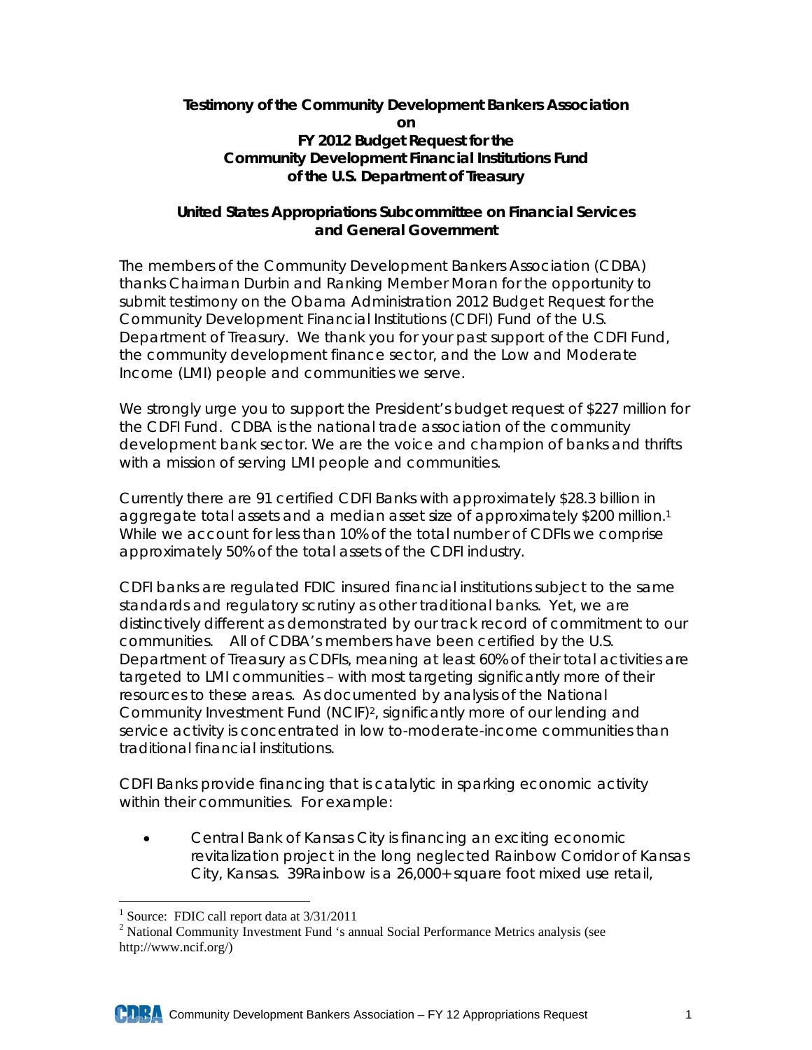**Testimony of the Community Development Bankers Association on FY 2012 Budget Request for the Community Development Financial Institutions Fund of the U.S. Department of Treasury**

**United States Appropriations Subcommittee on Financial Services and General Government**

The members of the Community Development Bankers Association (CDBA) thanks Chairman Durbin and Ranking Member Moran for the opportunity to submit testimony on the Obama Administration 2012 Budget Request for the Community Development Financial Institutions (CDFI) Fund of the U.S. Department of Treasury. We thank you for your past support of the CDFI Fund, the community development finance sector, and the Low and Moderate Income (LMI) people and communities we serve.

We strongly urge you to support the President's budget request of $227 million for the CDFI Fund. CDBA is the national trade association of the community development bank sector. We are the voice and champion of banks and thrifts with a mission of serving LMI people and communities.

Currently there are 91 certified CDFI Banks with approximately $28.3 billion in aggregate total assets and a median asset size of approximately $200 million.[1] While we account for less than 10% of the total number of CDFIs we comprise approximately 50% of the total assets of the CDFI industry.

CDFI banks are regulated FDIC insured financial institutions subject to the same standards and regulatory scrutiny as other traditional banks. Yet, we are distinctively different as demonstrated by our track record of commitment to our communities. All of CDBA's members have been certified by the U.S. Department of Treasury as CDFIs, meaning at least 60% of their total activities are targeted to LMI communities – with most targeting significantly more of their resources to these areas. As documented by analysis of the National Community Investment Fund (NCIF)[2], significantly more of our lending and service activity is concentrated in low to-moderate-income communities than traditional financial institutions.

CDFI Banks provide financing that is catalytic in sparking economic activity within their communities. For example:

- Central Bank of Kansas City is financing an exciting economic revitalization project in the long neglected Rainbow Corridor of Kansas City, Kansas. 39Rainbow is a 26,000+ square foot mixed use retail,

---

[1] Source: FDIC call report data at 3/31/2011

[2] National Community Investment Fund 's annual Social Performance Metrics analysis (see http://www.ncif.org/)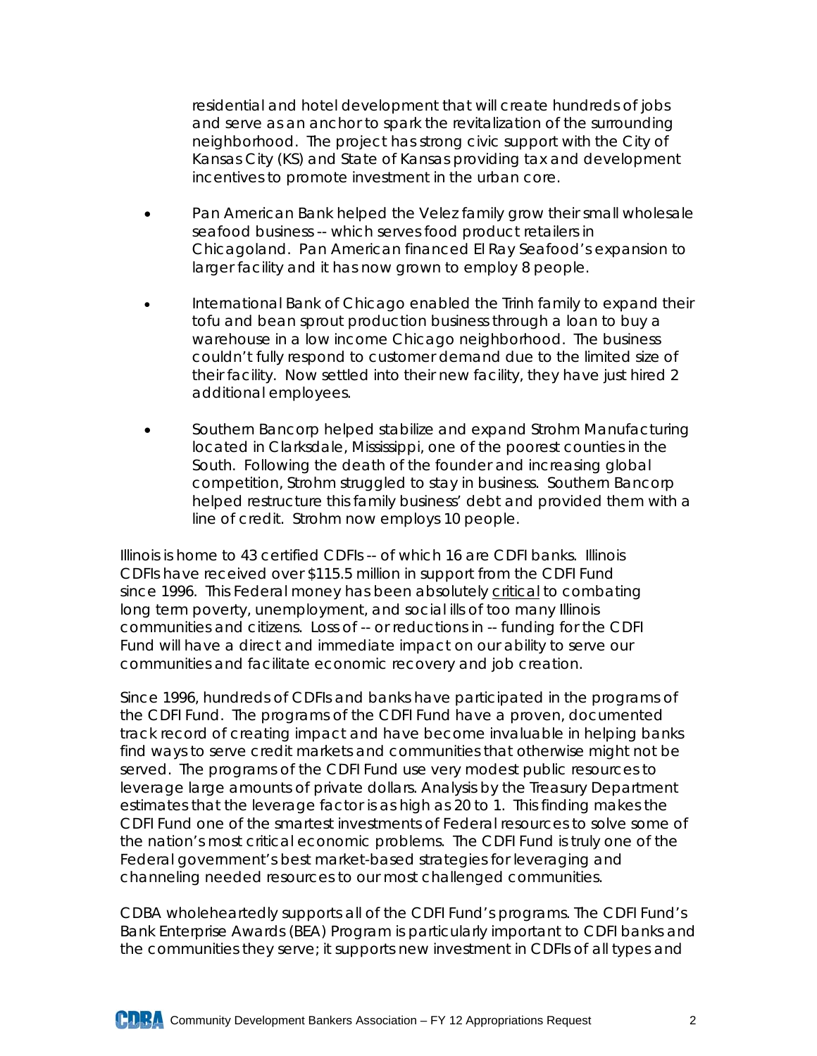residential and hotel development that will create hundreds of jobs and serve as an anchor to spark the revitalization of the surrounding neighborhood. The project has strong civic support with the City of Kansas City (KS) and State of Kansas providing tax and development incentives to promote investment in the urban core.

- Pan American Bank helped the Velez family grow their small wholesale seafood business -- which serves food product retailers in Chicagoland. Pan American financed El Ray Seafood's expansion to larger facility and it has now grown to employ 8 people.

- International Bank of Chicago enabled the Trinh family to expand their tofu and bean sprout production business through a loan to buy a warehouse in a low income Chicago neighborhood. The business couldn't fully respond to customer demand due to the limited size of their facility. Now settled into their new facility, they have just hired 2 additional employees.

- Southern Bancorp helped stabilize and expand Strohm Manufacturing located in Clarksdale, Mississippi, one of the poorest counties in the South. Following the death of the founder and increasing global competition, Strohm struggled to stay in business. Southern Bancorp helped restructure this family business' debt and provided them with a line of credit. Strohm now employs 10 people.

Illinois is home to 43 certified CDFIs -- of which 16 are CDFI banks. Illinois CDFIs have received over $115.5 million in support from the CDFI Fund since 1996. This Federal money has been absolutely <u>critical</u> to combating long term poverty, unemployment, and social ills of too many Illinois communities and citizens. Loss of -- or reductions in -- funding for the CDFI Fund will have a direct and immediate impact on our ability to serve our communities and facilitate economic recovery and job creation.

Since 1996, hundreds of CDFIs and banks have participated in the programs of the CDFI Fund. The programs of the CDFI Fund have a proven, documented track record of creating impact and have become invaluable in helping banks find ways to serve credit markets and communities that otherwise might not be served. The programs of the CDFI Fund use very modest public resources to leverage large amounts of private dollars. Analysis by the Treasury Department estimates that the leverage factor is as high as 20 to 1. This finding makes the CDFI Fund one of the smartest investments of Federal resources to solve some of the nation's most critical economic problems. The CDFI Fund is truly one of the Federal government's best market-based strategies for leveraging and channeling needed resources to our most challenged communities.

CDBA wholeheartedly supports all of the CDFI Fund's programs. The CDFI Fund's Bank Enterprise Awards (BEA) Program is particularly important to CDFI banks and the communities they serve; it supports new investment in CDFIs of all types and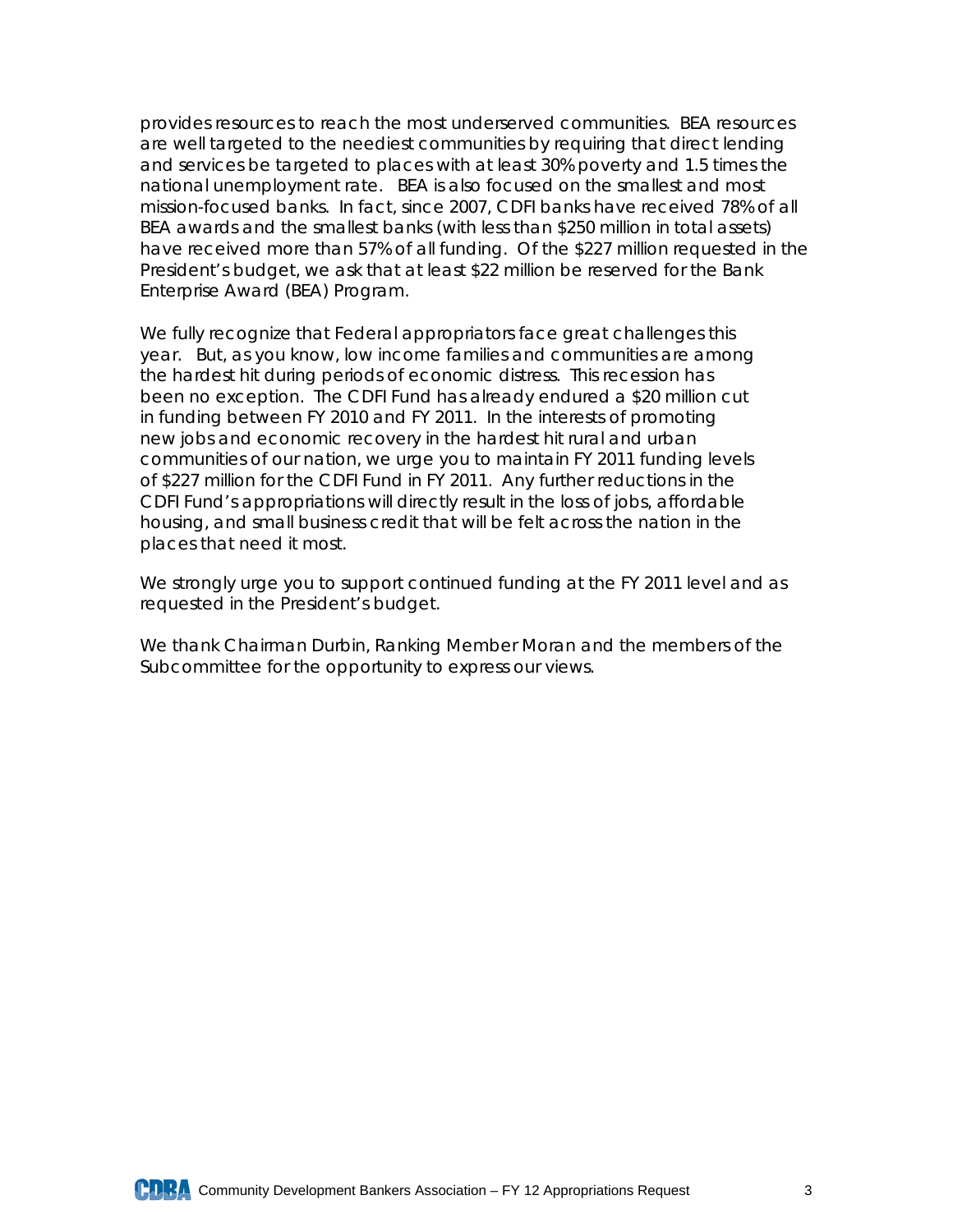provides resources to reach the most underserved communities. BEA resources are well targeted to the neediest communities by requiring that direct lending and services be targeted to places with at least 30% poverty and 1.5 times the national unemployment rate. BEA is also focused on the smallest and most mission-focused banks. In fact, since 2007, CDFI banks have received 78% of all BEA awards and the smallest banks (with less than $250 million in total assets) have received more than 57% of all funding. Of the $227 million requested in the President's budget, we ask that at least $22 million be reserved for the Bank Enterprise Award (BEA) Program.

We fully recognize that Federal appropriators face great challenges this year. But, as you know, low income families and communities are among the hardest hit during periods of economic distress. This recession has been no exception. The CDFI Fund has already endured a $20 million cut in funding between FY 2010 and FY 2011. In the interests of promoting new jobs and economic recovery in the hardest hit rural and urban communities of our nation, we urge you to maintain FY 2011 funding levels of $227 million for the CDFI Fund in FY 2011. Any further reductions in the CDFI Fund's appropriations will directly result in the loss of jobs, affordable housing, and small business credit that will be felt across the nation in the places that need it most.

We strongly urge you to support continued funding at the FY 2011 level and as requested in the President's budget.

We thank Chairman Durbin, Ranking Member Moran and the members of the Subcommittee for the opportunity to express our views.